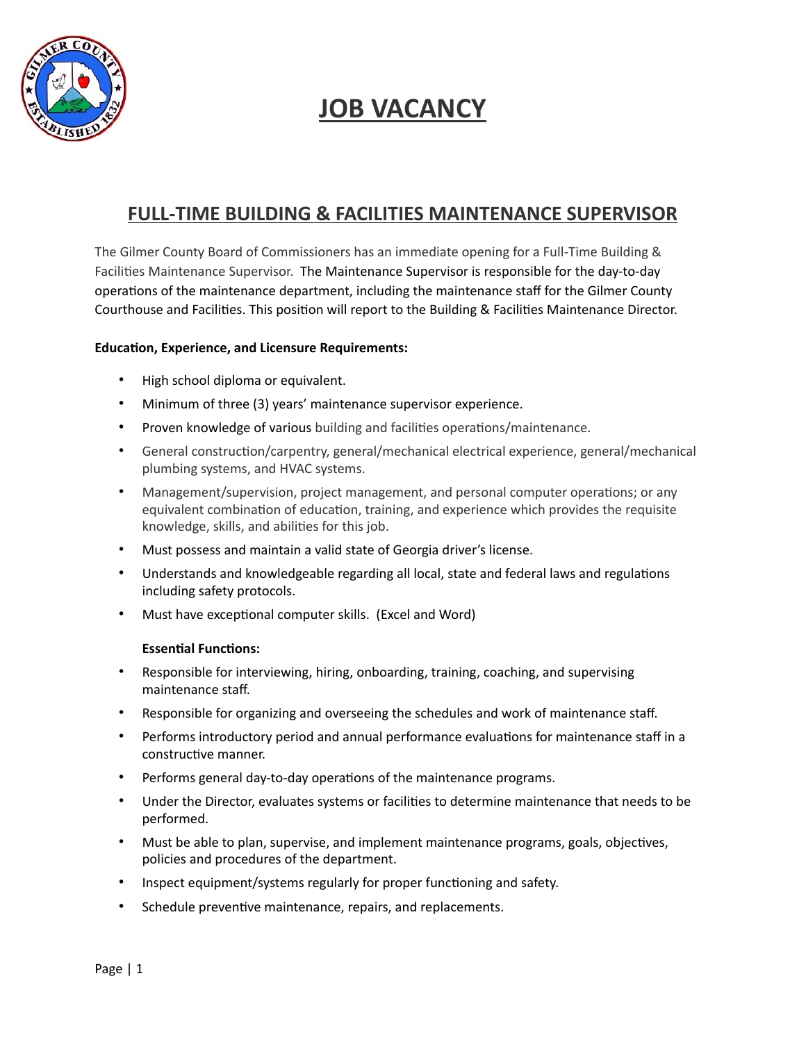# JOB VACANCY

## FULL-TIME BUILDING & FACILITIES MAINTENANCE SUPERVISOR

The Gilmer County Board of Commissioners has an immediate opening for a Full-Time Building & Facilities Maintenance Supervisor. The Maintenance Supervisor is responsible for the day-to-day operations of the maintenance department, including the maintenance staff for the Gilmer County Courthouse and Facilities. This position will report to the Building & Facilities Maintenance Director.

**Education, Experience, and Licensure Requirements:**

- High school diploma or equivalent.
- Minimum of three (3) years' maintenance supervisor experience.
- Proven knowledge of various building and facilities operations/maintenance.
- General construction/carpentry, general/mechanical electrical experience, general/mechanical plumbing systems, and HVAC systems.
- Management/supervision, project management, and personal computer operations; or any equivalent combination of education, training, and experience which provides the requisite knowledge, skills, and abilities for this job.
- Must possess and maintain a valid state of Georgia driver's license.
- Understands and knowledgeable regarding all local, state and federal laws and regulations including safety protocols.
- Must have exceptional computer skills. (Excel and Word)

**Essential Functions:**

- Responsible for interviewing, hiring, onboarding, training, coaching, and supervising maintenance staff.
- Responsible for organizing and overseeing the schedules and work of maintenance staff.
- Performs introductory period and annual performance evaluations for maintenance staff in a constructive manner.
- Performs general day-to-day operations of the maintenance programs.
- Under the Director, evaluates systems or facilities to determine maintenance that needs to be performed.
- Must be able to plan, supervise, and implement maintenance programs, goals, objectives, policies and procedures of the department.
- Inspect equipment/systems regularly for proper functioning and safety.
- Schedule preventive maintenance, repairs, and replacements.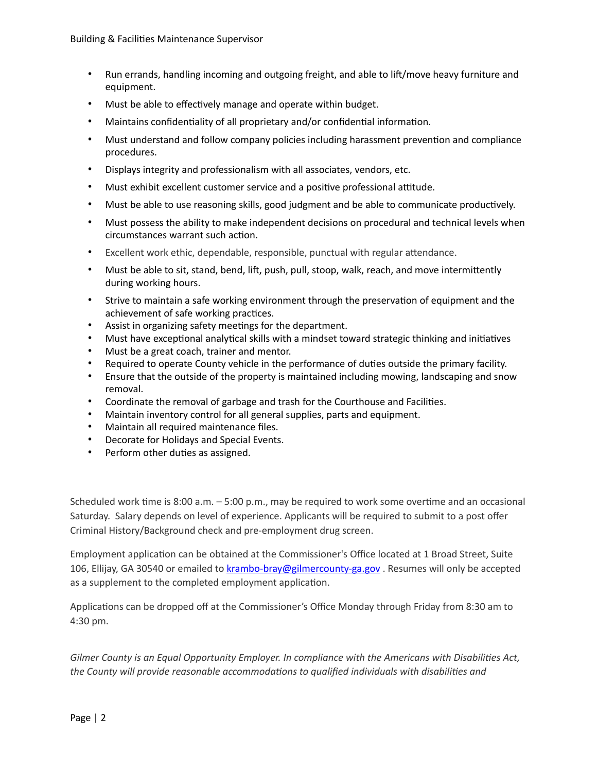- Run errands, handling incoming and outgoing freight, and able to lift/move heavy furniture and equipment.
- Must be able to effectively manage and operate within budget.
- Maintains confidentiality of all proprietary and/or confidential information.
- Must understand and follow company policies including harassment prevention and compliance procedures.
- Displays integrity and professionalism with all associates, vendors, etc.
- Must exhibit excellent customer service and a positive professional attitude.
- Must be able to use reasoning skills, good judgment and be able to communicate productively.
- Must possess the ability to make independent decisions on procedural and technical levels when circumstances warrant such action.
- Excellent work ethic, dependable, responsible, punctual with regular attendance.
- Must be able to sit, stand, bend, lift, push, pull, stoop, walk, reach, and move intermittently during working hours.
- Strive to maintain a safe working environment through the preservation of equipment and the achievement of safe working practices.
- Assist in organizing safety meetings for the department.
- Must have exceptional analytical skills with a mindset toward strategic thinking and initiatives
- Must be a great coach, trainer and mentor.
- Required to operate County vehicle in the performance of duties outside the primary facility.
- Ensure that the outside of the property is maintained including mowing, landscaping and snow removal.
- Coordinate the removal of garbage and trash for the Courthouse and Facilities.
- Maintain inventory control for all general supplies, parts and equipment.
- Maintain all required maintenance files.
- Decorate for Holidays and Special Events.
- Perform other duties as assigned.

Scheduled work time is 8:00 a.m. – 5:00 p.m., may be required to work some overtime and an occasional Saturday. Salary depends on level of experience. Applicants will be required to submit to a post offer Criminal History/Background check and pre-employment drug screen.

Employment application can be obtained at the Commissioner's Office located at 1 Broad Street, Suite 106, Ellijay, GA 30540 or emailed to krambo-bray@gilmercounty-ga.gov . Resumes will only be accepted as a supplement to the completed employment application.

Applications can be dropped off at the Commissioner's Office Monday through Friday from 8:30 am to 4:30 pm.

*Gilmer County is an Equal Opportunity Employer. In compliance with the Americans with Disabilities Act, the County will provide reasonable accommodations to qualified individuals with disabilities and*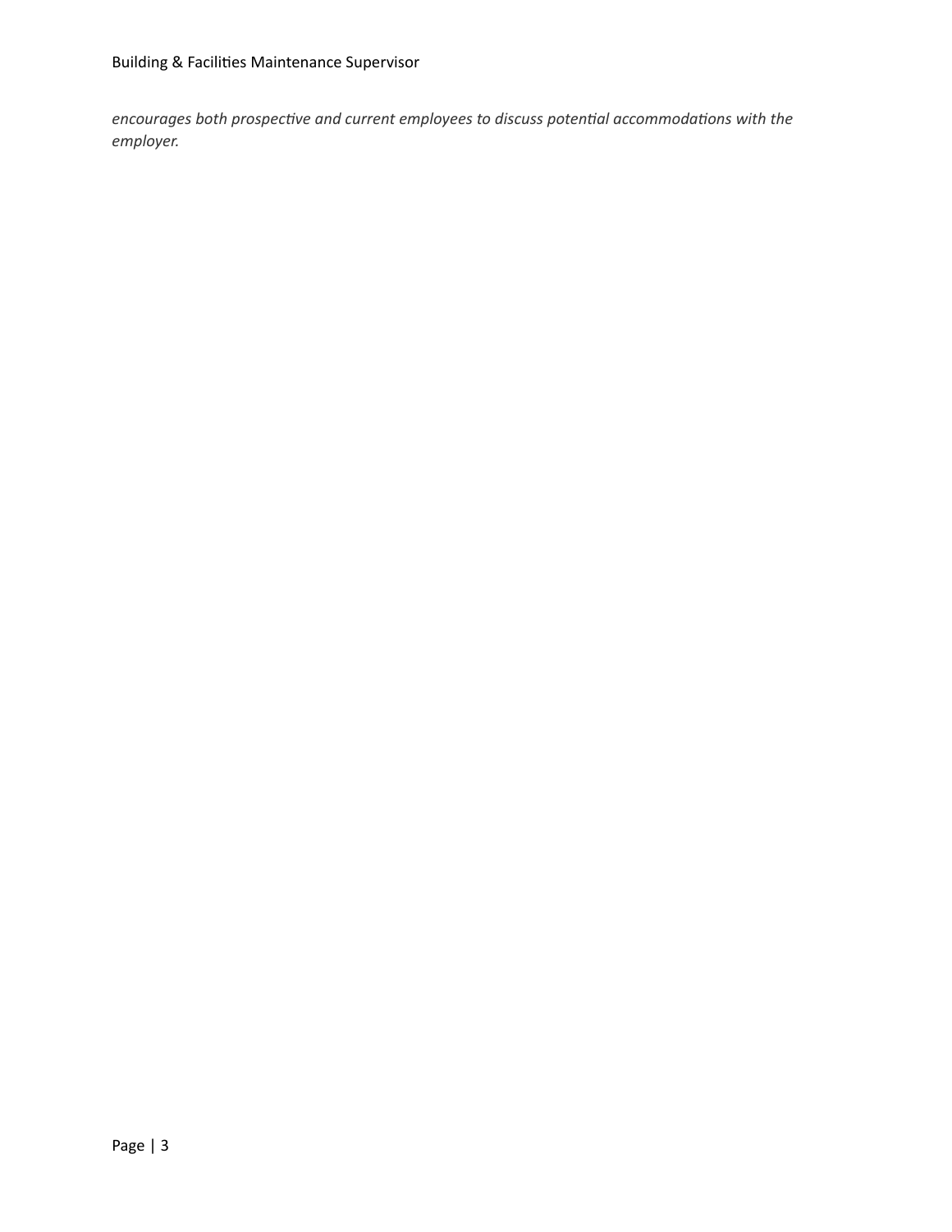*encourages both prospective and current employees to discuss potential accommodations with the employer.*